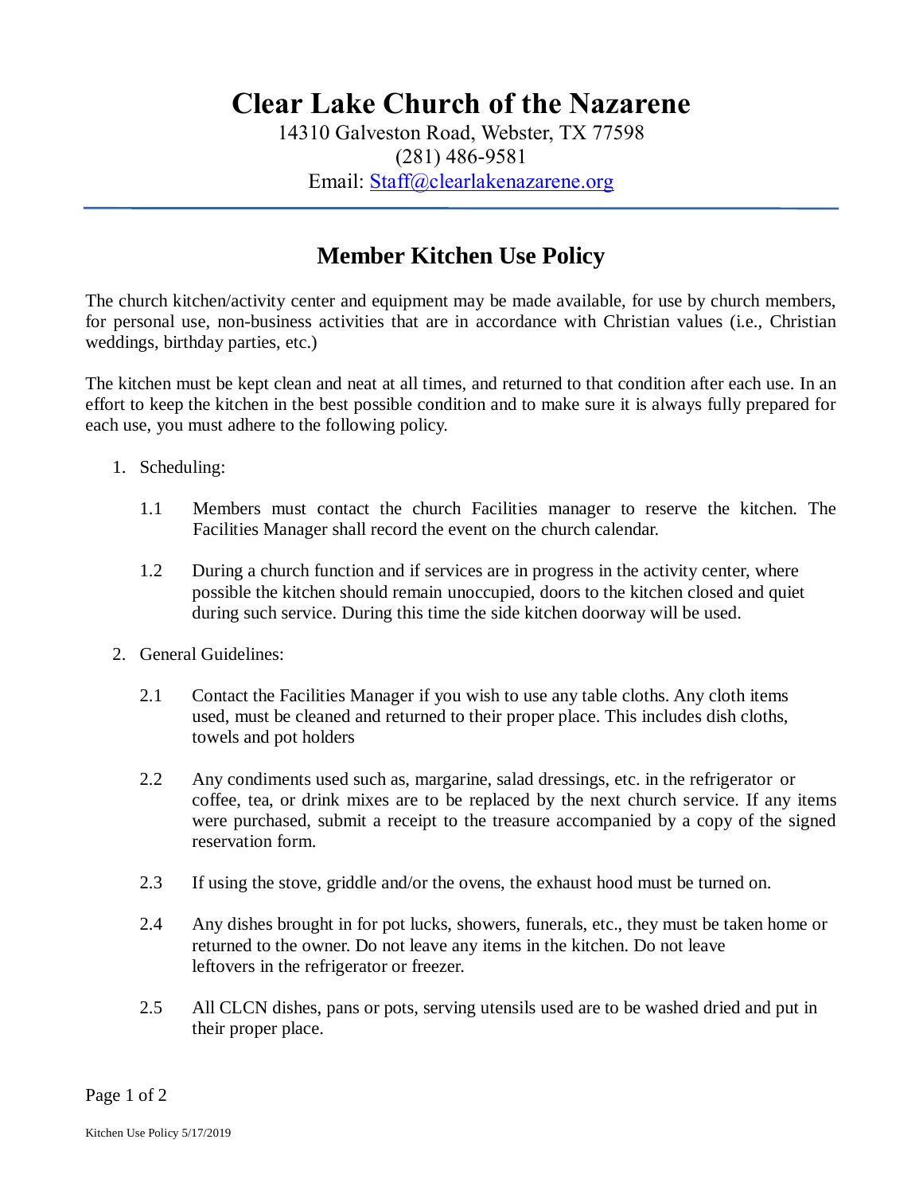# Clear Lake Church of the Nazarene

14310 Galveston Road, Webster, TX 77598
(281) 486-9581
Email: Staff@clearlakenazarene.org

---

## Member Kitchen Use Policy

The church kitchen/activity center and equipment may be made available, for use by church members, for personal use, non-business activities that are in accordance with Christian values (i.e., Christian weddings, birthday parties, etc.)

The kitchen must be kept clean and neat at all times, and returned to that condition after each use. In an effort to keep the kitchen in the best possible condition and to make sure it is always fully prepared for each use, you must adhere to the following policy.

1. Scheduling:

   1.1 Members must contact the church Facilities manager to reserve the kitchen. The Facilities Manager shall record the event on the church calendar.

   1.2 During a church function and if services are in progress in the activity center, where possible the kitchen should remain unoccupied, doors to the kitchen closed and quiet during such service. During this time the side kitchen doorway will be used.

2. General Guidelines:

   2.1 Contact the Facilities Manager if you wish to use any table cloths. Any cloth items used, must be cleaned and returned to their proper place. This includes dish cloths, towels and pot holders

   2.2 Any condiments used such as, margarine, salad dressings, etc. in the refrigerator or coffee, tea, or drink mixes are to be replaced by the next church service. If any items were purchased, submit a receipt to the treasure accompanied by a copy of the signed reservation form.

   2.3 If using the stove, griddle and/or the ovens, the exhaust hood must be turned on.

   2.4 Any dishes brought in for pot lucks, showers, funerals, etc., they must be taken home or returned to the owner. Do not leave any items in the kitchen. Do not leave leftovers in the refrigerator or freezer.

   2.5 All CLCN dishes, pans or pots, serving utensils used are to be washed dried and put in their proper place.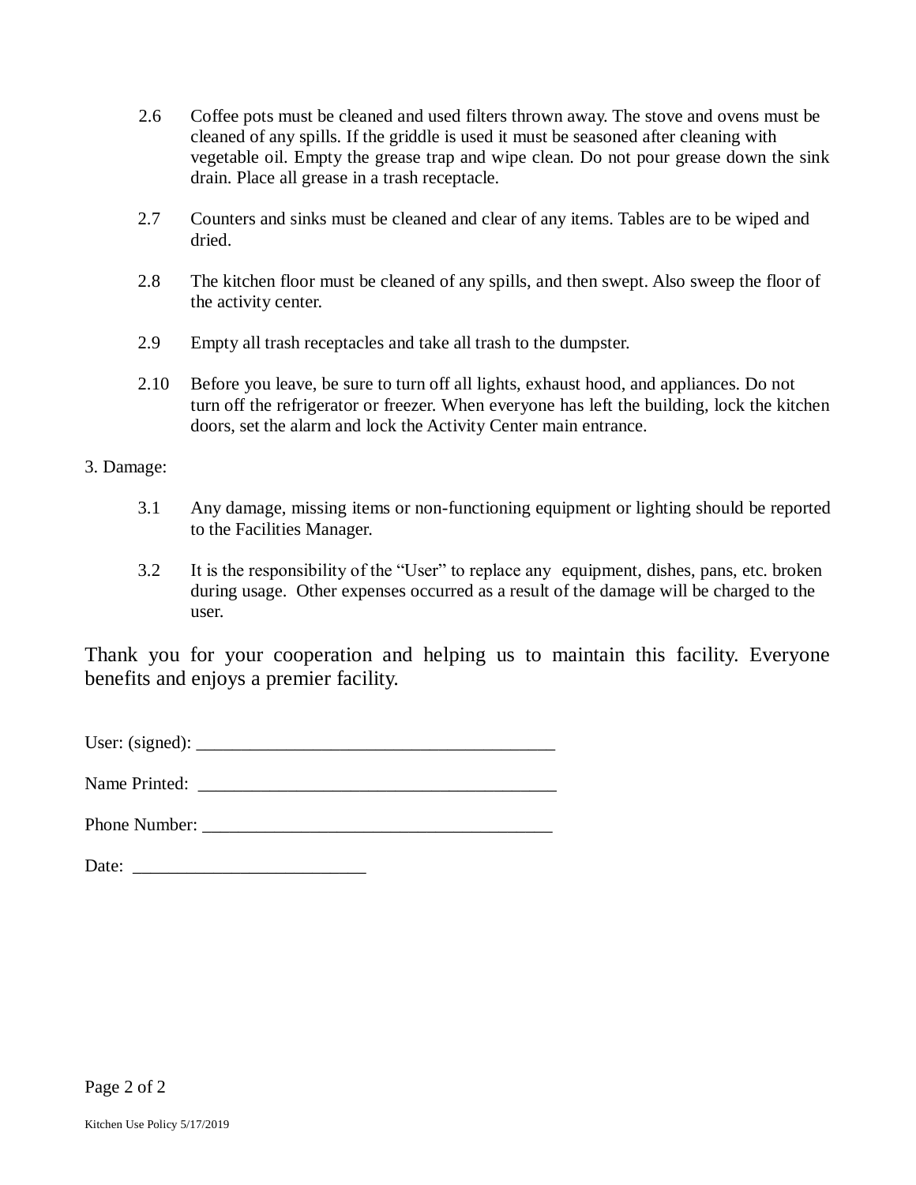2.6 Coffee pots must be cleaned and used filters thrown away. The stove and ovens must be cleaned of any spills. If the griddle is used it must be seasoned after cleaning with vegetable oil. Empty the grease trap and wipe clean. Do not pour grease down the sink drain. Place all grease in a trash receptacle.

2.7 Counters and sinks must be cleaned and clear of any items. Tables are to be wiped and dried.

2.8 The kitchen floor must be cleaned of any spills, and then swept. Also sweep the floor of the activity center.

2.9 Empty all trash receptacles and take all trash to the dumpster.

2.10 Before you leave, be sure to turn off all lights, exhaust hood, and appliances. Do not turn off the refrigerator or freezer. When everyone has left the building, lock the kitchen doors, set the alarm and lock the Activity Center main entrance.

3. Damage:

3.1 Any damage, missing items or non-functioning equipment or lighting should be reported to the Facilities Manager.

3.2 It is the responsibility of the "User" to replace any equipment, dishes, pans, etc. broken during usage. Other expenses occurred as a result of the damage will be charged to the user.

Thank you for your cooperation and helping us to maintain this facility. Everyone benefits and enjoys a premier facility.

User: (signed): ________________________________________

Name Printed: ________________________________________

Phone Number: ________________________________________

Date: __________________________

Kitchen Use Policy 5/17/2019